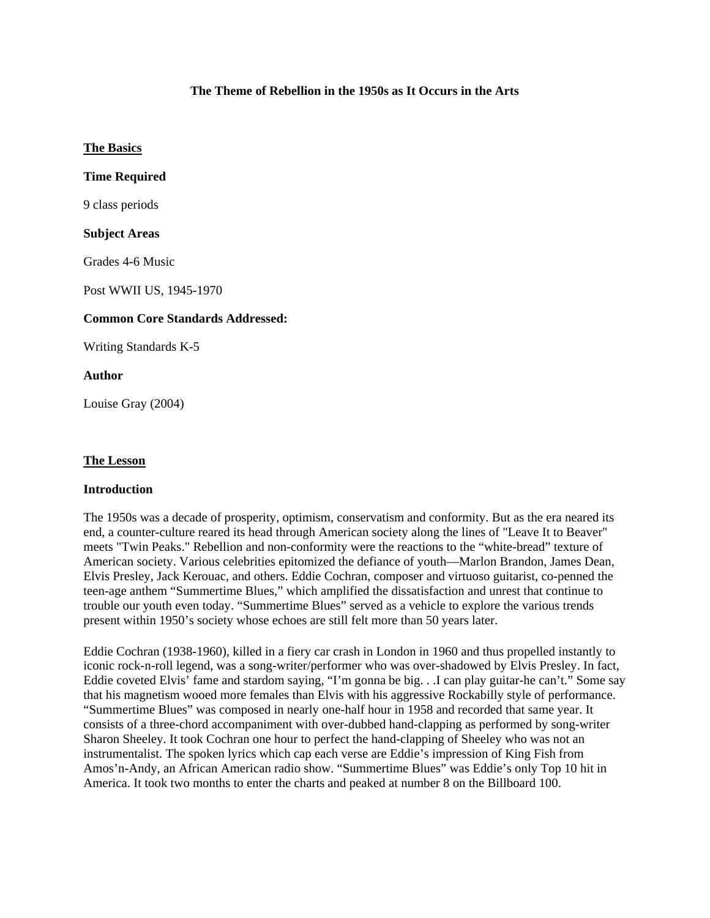# The Theme of Rebellion in the 1950s as It Occurs in the Arts

## The Basics

### Time Required

9 class periods

### Subject Areas

Grades 4-6 Music

Post WWII US, 1945-1970

### Common Core Standards Addressed:

Writing Standards K-5

### Author

Louise Gray (2004)

## The Lesson

### Introduction

The 1950s was a decade of prosperity, optimism, conservatism and conformity. But as the era neared its end, a counter-culture reared its head through American society along the lines of "Leave It to Beaver" meets "Twin Peaks." Rebellion and non-conformity were the reactions to the "white-bread" texture of American society. Various celebrities epitomized the defiance of youth—Marlon Brandon, James Dean, Elvis Presley, Jack Kerouac, and others. Eddie Cochran, composer and virtuoso guitarist, co-penned the teen-age anthem "Summertime Blues," which amplified the dissatisfaction and unrest that continue to trouble our youth even today. "Summertime Blues" served as a vehicle to explore the various trends present within 1950's society whose echoes are still felt more than 50 years later.

Eddie Cochran (1938-1960), killed in a fiery car crash in London in 1960 and thus propelled instantly to iconic rock-n-roll legend, was a song-writer/performer who was over-shadowed by Elvis Presley. In fact, Eddie coveted Elvis' fame and stardom saying, "I'm gonna be big. . .I can play guitar-he can't." Some say that his magnetism wooed more females than Elvis with his aggressive Rockabilly style of performance. "Summertime Blues" was composed in nearly one-half hour in 1958 and recorded that same year. It consists of a three-chord accompaniment with over-dubbed hand-clapping as performed by song-writer Sharon Sheeley. It took Cochran one hour to perfect the hand-clapping of Sheeley who was not an instrumentalist. The spoken lyrics which cap each verse are Eddie's impression of King Fish from Amos'n-Andy, an African American radio show. "Summertime Blues" was Eddie's only Top 10 hit in America. It took two months to enter the charts and peaked at number 8 on the Billboard 100.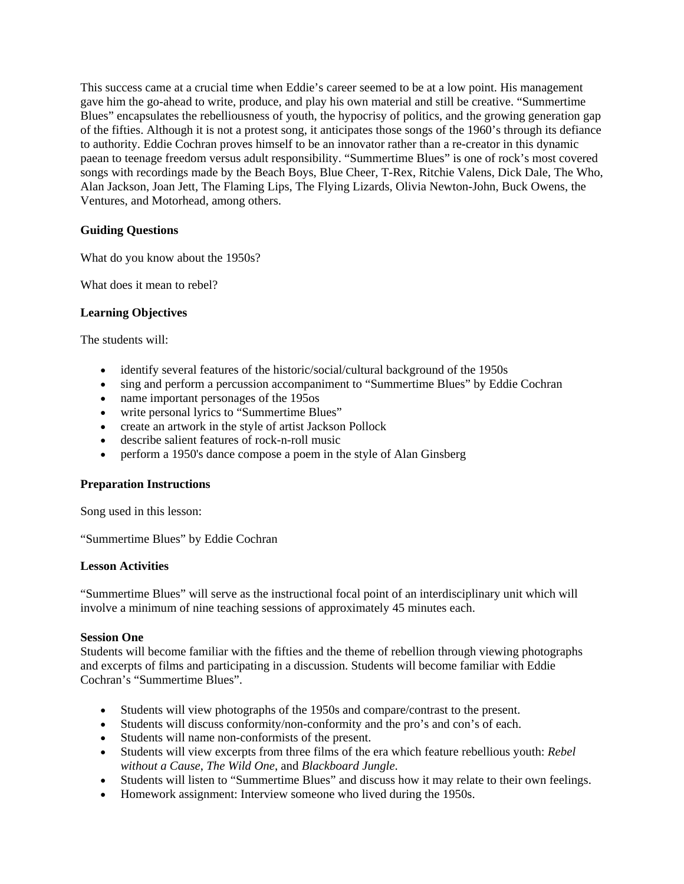This success came at a crucial time when Eddie's career seemed to be at a low point. His management gave him the go-ahead to write, produce, and play his own material and still be creative. "Summertime Blues" encapsulates the rebelliousness of youth, the hypocrisy of politics, and the growing generation gap of the fifties. Although it is not a protest song, it anticipates those songs of the 1960's through its defiance to authority. Eddie Cochran proves himself to be an innovator rather than a re-creator in this dynamic paean to teenage freedom versus adult responsibility. "Summertime Blues" is one of rock's most covered songs with recordings made by the Beach Boys, Blue Cheer, T-Rex, Ritchie Valens, Dick Dale, The Who, Alan Jackson, Joan Jett, The Flaming Lips, The Flying Lizards, Olivia Newton-John, Buck Owens, the Ventures, and Motorhead, among others.

**Guiding Questions**

What do you know about the 1950s?

What does it mean to rebel?

**Learning Objectives**

The students will:

- identify several features of the historic/social/cultural background of the 1950s
- sing and perform a percussion accompaniment to "Summertime Blues" by Eddie Cochran
- name important personages of the 195os
- write personal lyrics to "Summertime Blues"
- create an artwork in the style of artist Jackson Pollock
- describe salient features of rock-n-roll music
- perform a 1950's dance compose a poem in the style of Alan Ginsberg

**Preparation Instructions**

Song used in this lesson:

"Summertime Blues" by Eddie Cochran

**Lesson Activities**

"Summertime Blues" will serve as the instructional focal point of an interdisciplinary unit which will involve a minimum of nine teaching sessions of approximately 45 minutes each.

**Session One**

Students will become familiar with the fifties and the theme of rebellion through viewing photographs and excerpts of films and participating in a discussion. Students will become familiar with Eddie Cochran's "Summertime Blues".

- Students will view photographs of the 1950s and compare/contrast to the present.
- Students will discuss conformity/non-conformity and the pro's and con's of each.
- Students will name non-conformists of the present.
- Students will view excerpts from three films of the era which feature rebellious youth: *Rebel without a Cause*, *The Wild One*, and *Blackboard Jungle*.
- Students will listen to "Summertime Blues" and discuss how it may relate to their own feelings.
- Homework assignment: Interview someone who lived during the 1950s.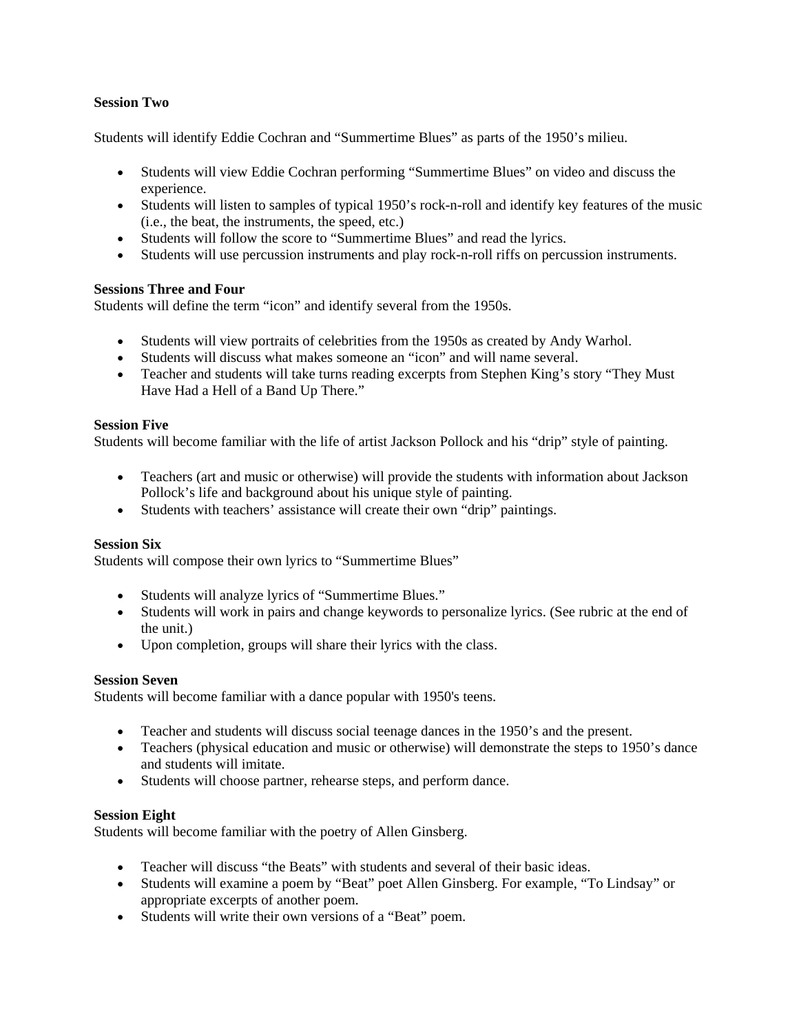**Session Two**

Students will identify Eddie Cochran and “Summertime Blues” as parts of the 1950’s milieu.

- Students will view Eddie Cochran performing “Summertime Blues” on video and discuss the experience.
- Students will listen to samples of typical 1950’s rock-n-roll and identify key features of the music (i.e., the beat, the instruments, the speed, etc.)
- Students will follow the score to “Summertime Blues” and read the lyrics.
- Students will use percussion instruments and play rock-n-roll riffs on percussion instruments.

**Sessions Three and Four**

Students will define the term “icon” and identify several from the 1950s.

- Students will view portraits of celebrities from the 1950s as created by Andy Warhol.
- Students will discuss what makes someone an “icon” and will name several.
- Teacher and students will take turns reading excerpts from Stephen King’s story “They Must Have Had a Hell of a Band Up There.”

**Session Five**

Students will become familiar with the life of artist Jackson Pollock and his “drip” style of painting.

- Teachers (art and music or otherwise) will provide the students with information about Jackson Pollock’s life and background about his unique style of painting.
- Students with teachers’ assistance will create their own “drip” paintings.

**Session Six**

Students will compose their own lyrics to “Summertime Blues”

- Students will analyze lyrics of “Summertime Blues.”
- Students will work in pairs and change keywords to personalize lyrics. (See rubric at the end of the unit.)
- Upon completion, groups will share their lyrics with the class.

**Session Seven**

Students will become familiar with a dance popular with 1950's teens.

- Teacher and students will discuss social teenage dances in the 1950’s and the present.
- Teachers (physical education and music or otherwise) will demonstrate the steps to 1950’s dance and students will imitate.
- Students will choose partner, rehearse steps, and perform dance.

**Session Eight**

Students will become familiar with the poetry of Allen Ginsberg.

- Teacher will discuss “the Beats” with students and several of their basic ideas.
- Students will examine a poem by “Beat” poet Allen Ginsberg. For example, “To Lindsay” or appropriate excerpts of another poem.
- Students will write their own versions of a “Beat” poem.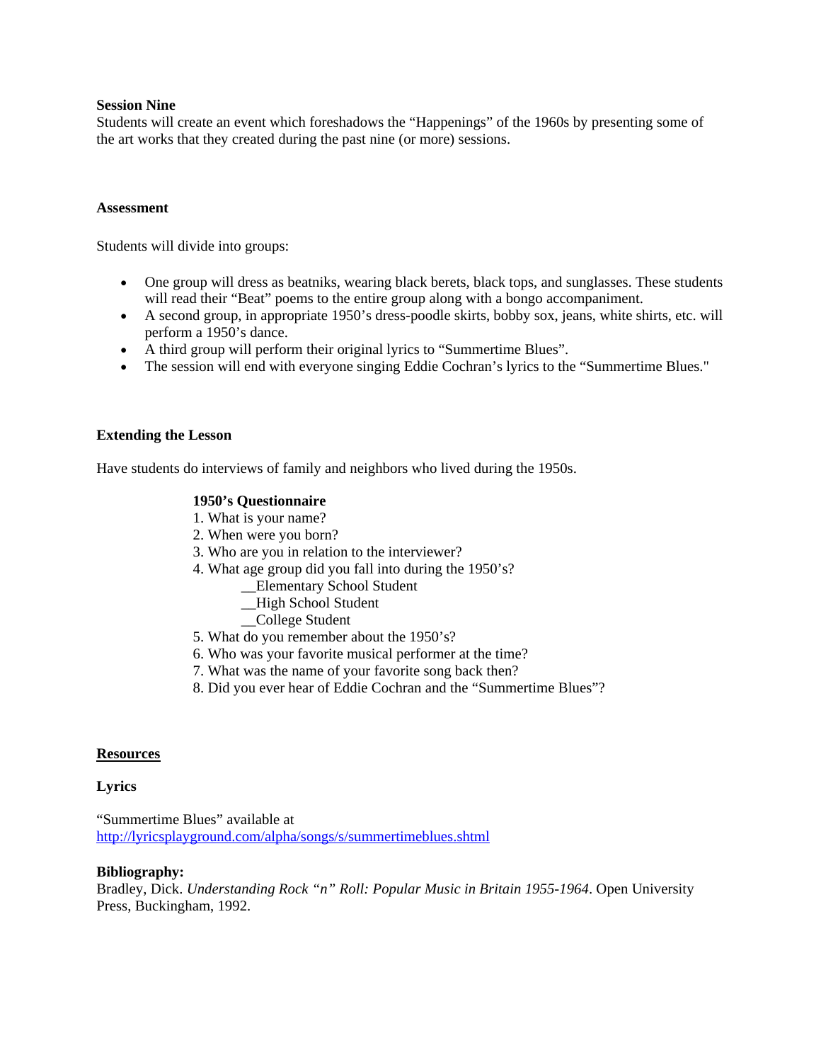**Session Nine**

Students will create an event which foreshadows the "Happenings" of the 1960s by presenting some of the art works that they created during the past nine (or more) sessions.

**Assessment**

Students will divide into groups:

- One group will dress as beatniks, wearing black berets, black tops, and sunglasses. These students will read their "Beat" poems to the entire group along with a bongo accompaniment.
- A second group, in appropriate 1950's dress-poodle skirts, bobby sox, jeans, white shirts, etc. will perform a 1950's dance.
- A third group will perform their original lyrics to "Summertime Blues".
- The session will end with everyone singing Eddie Cochran's lyrics to the "Summertime Blues."

**Extending the Lesson**

Have students do interviews of family and neighbors who lived during the 1950s.

**1950's Questionnaire**

1. What is your name?
2. When were you born?
3. Who are you in relation to the interviewer?
4. What age group did you fall into during the 1950's?
   __Elementary School Student
   __High School Student
   __College Student
5. What do you remember about the 1950's?
6. Who was your favorite musical performer at the time?
7. What was the name of your favorite song back then?
8. Did you ever hear of Eddie Cochran and the "Summertime Blues"?

**Resources**

**Lyrics**

"Summertime Blues" available at
http://lyricsplayground.com/alpha/songs/s/summertimeblues.shtml

**Bibliography:**

Bradley, Dick. *Understanding Rock "n" Roll: Popular Music in Britain 1955-1964*. Open University Press, Buckingham, 1992.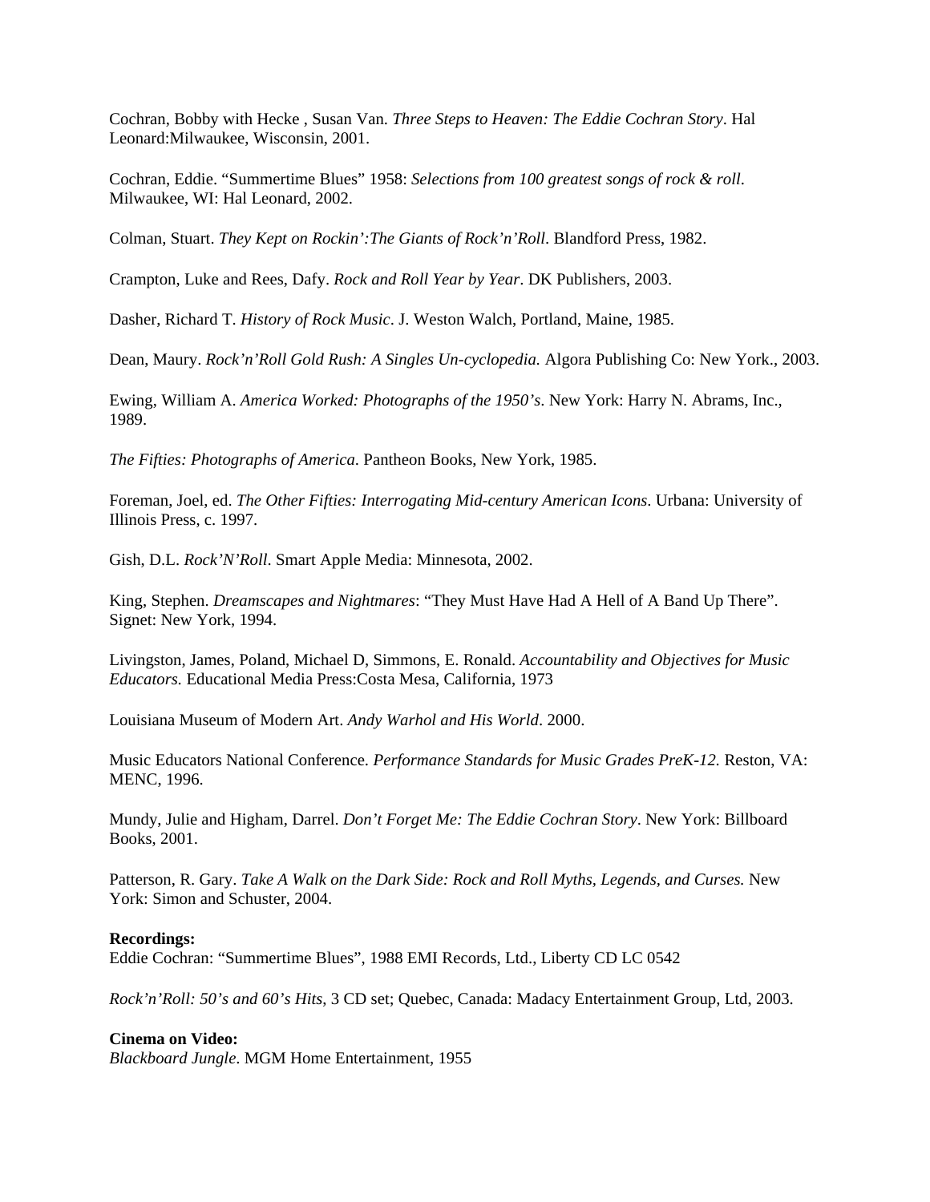Cochran, Bobby with Hecke , Susan Van. *Three Steps to Heaven: The Eddie Cochran Story*. Hal Leonard:Milwaukee, Wisconsin, 2001.

Cochran, Eddie. "Summertime Blues" 1958: *Selections from 100 greatest songs of rock & roll*. Milwaukee, WI: Hal Leonard, 2002.

Colman, Stuart. *They Kept on Rockin':The Giants of Rock'n'Roll*. Blandford Press, 1982.

Crampton, Luke and Rees, Dafy. *Rock and Roll Year by Year*. DK Publishers, 2003.

Dasher, Richard T. *History of Rock Music*. J. Weston Walch, Portland, Maine, 1985.

Dean, Maury. *Rock'n'Roll Gold Rush: A Singles Un-cyclopedia.* Algora Publishing Co: New York., 2003.

Ewing, William A. *America Worked: Photographs of the 1950's*. New York: Harry N. Abrams, Inc., 1989.

*The Fifties: Photographs of America*. Pantheon Books, New York, 1985.

Foreman, Joel, ed. *The Other Fifties: Interrogating Mid-century American Icons*. Urbana: University of Illinois Press, c. 1997.

Gish, D.L. *Rock'N'Roll*. Smart Apple Media: Minnesota, 2002.

King, Stephen. *Dreamscapes and Nightmares*: "They Must Have Had A Hell of A Band Up There". Signet: New York, 1994.

Livingston, James, Poland, Michael D, Simmons, E. Ronald. *Accountability and Objectives for Music Educators.* Educational Media Press:Costa Mesa, California, 1973

Louisiana Museum of Modern Art. *Andy Warhol and His World*. 2000.

Music Educators National Conference. *Performance Standards for Music Grades PreK-12.* Reston, VA: MENC, 1996.

Mundy, Julie and Higham, Darrel. *Don't Forget Me: The Eddie Cochran Story*. New York: Billboard Books, 2001.

Patterson, R. Gary. *Take A Walk on the Dark Side: Rock and Roll Myths, Legends, and Curses.* New York: Simon and Schuster, 2004.

**Recordings:**
Eddie Cochran: "Summertime Blues", 1988 EMI Records, Ltd., Liberty CD LC 0542

*Rock'n'Roll: 50's and 60's Hits*, 3 CD set; Quebec, Canada: Madacy Entertainment Group, Ltd, 2003.

**Cinema on Video:**
*Blackboard Jungle*. MGM Home Entertainment, 1955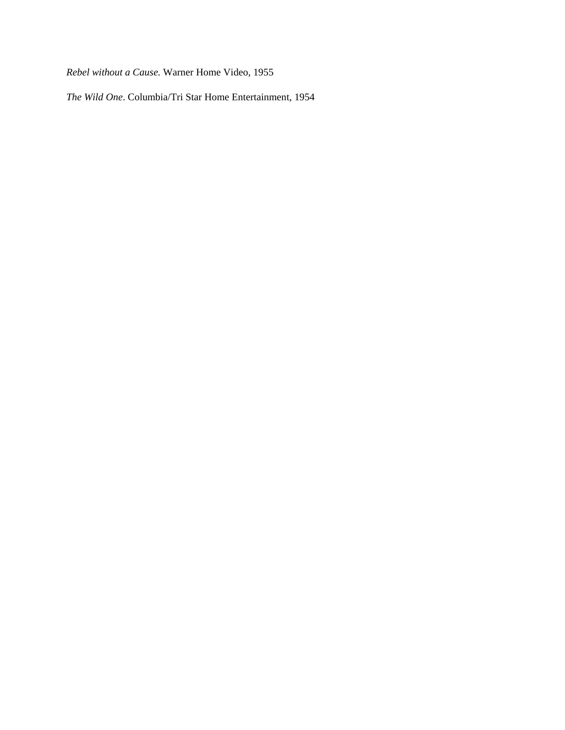*Rebel without a Cause.* Warner Home Video, 1955

*The Wild One*. Columbia/Tri Star Home Entertainment, 1954